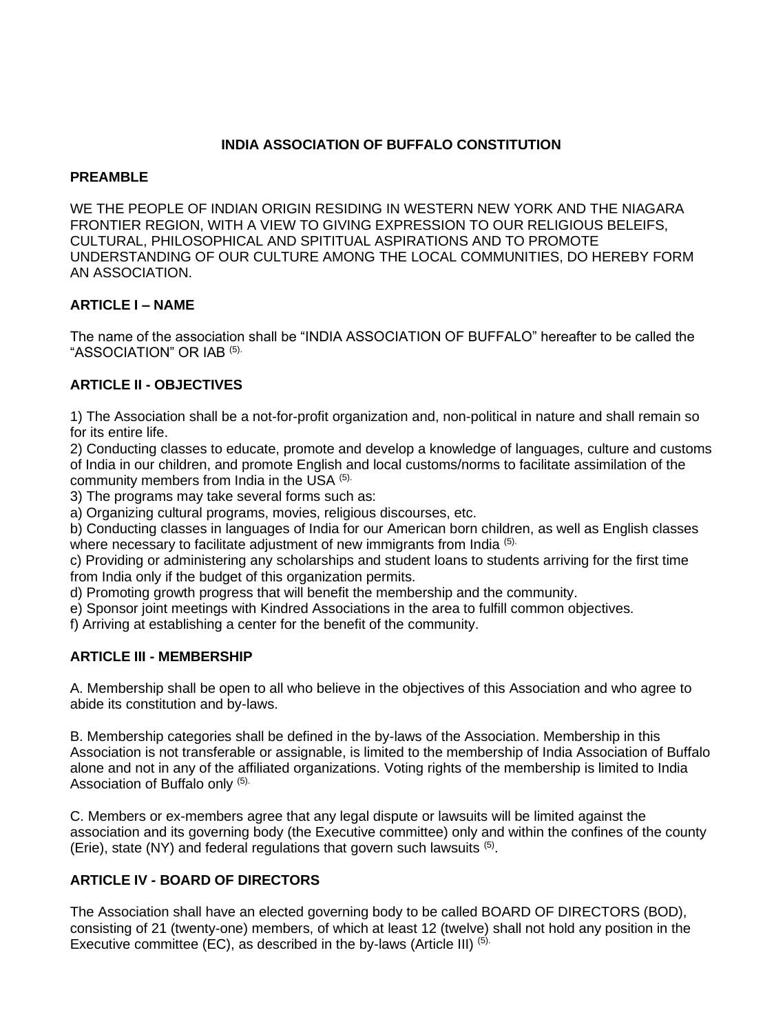# INDIA ASSOCIATION OF BUFFALO CONSTITUTION

## PREAMBLE

WE THE PEOPLE OF INDIAN ORIGIN RESIDING IN WESTERN NEW YORK AND THE NIAGARA FRONTIER REGION, WITH A VIEW TO GIVING EXPRESSION TO OUR RELIGIOUS BELEIFS, CULTURAL, PHILOSOPHICAL AND SPITITUAL ASPIRATIONS AND TO PROMOTE UNDERSTANDING OF OUR CULTURE AMONG THE LOCAL COMMUNITIES, DO HEREBY FORM AN ASSOCIATION.

## ARTICLE I – NAME

The name of the association shall be “INDIA ASSOCIATION OF BUFFALO” hereafter to be called the “ASSOCIATION” OR IAB [(5).]

## ARTICLE II - OBJECTIVES

1) The Association shall be a not-for-profit organization and, non-political in nature and shall remain so for its entire life.
2) Conducting classes to educate, promote and develop a knowledge of languages, culture and customs of India in our children, and promote English and local customs/norms to facilitate assimilation of the community members from India in the USA [(5).]
3) The programs may take several forms such as:
a) Organizing cultural programs, movies, religious discourses, etc.
b) Conducting classes in languages of India for our American born children, as well as English classes where necessary to facilitate adjustment of new immigrants from India [(5).]
c) Providing or administering any scholarships and student loans to students arriving for the first time from India only if the budget of this organization permits.
d) Promoting growth progress that will benefit the membership and the community.
e) Sponsor joint meetings with Kindred Associations in the area to fulfill common objectives.
f) Arriving at establishing a center for the benefit of the community.

## ARTICLE III - MEMBERSHIP

A. Membership shall be open to all who believe in the objectives of this Association and who agree to abide its constitution and by-laws.

B. Membership categories shall be defined in the by-laws of the Association. Membership in this Association is not transferable or assignable, is limited to the membership of India Association of Buffalo alone and not in any of the affiliated organizations. Voting rights of the membership is limited to India Association of Buffalo only [(5).]

C. Members or ex-members agree that any legal dispute or lawsuits will be limited against the association and its governing body (the Executive committee) only and within the confines of the county (Erie), state (NY) and federal regulations that govern such lawsuits [(5)].

## ARTICLE IV - BOARD OF DIRECTORS

The Association shall have an elected governing body to be called BOARD OF DIRECTORS (BOD), consisting of 21 (twenty-one) members, of which at least 12 (twelve) shall not hold any position in the Executive committee (EC), as described in the by-laws (Article III) [(5).]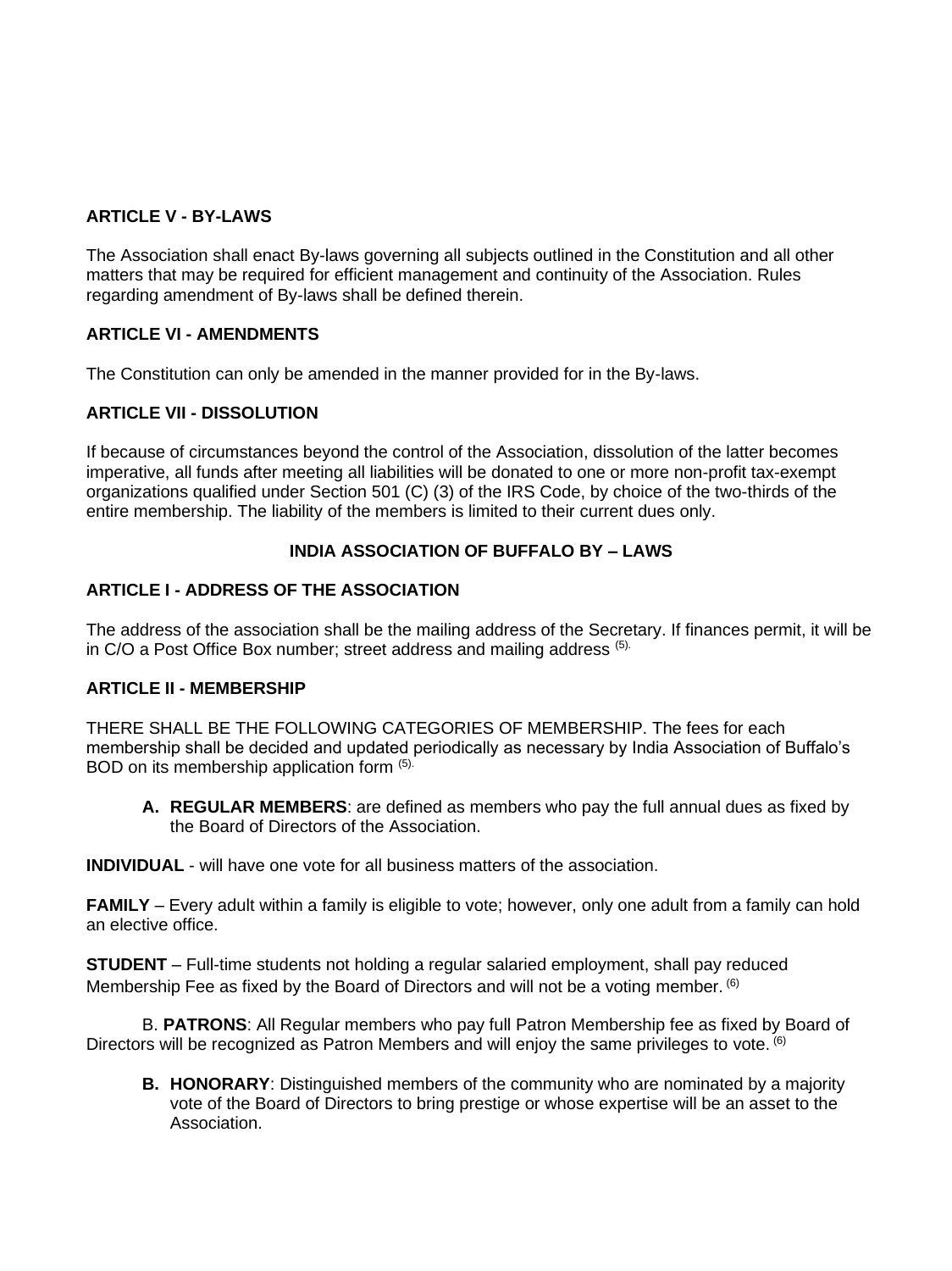### ARTICLE V - BY-LAWS

The Association shall enact By-laws governing all subjects outlined in the Constitution and all other matters that may be required for efficient management and continuity of the Association. Rules regarding amendment of By-laws shall be defined therein.

### ARTICLE VI - AMENDMENTS

The Constitution can only be amended in the manner provided for in the By-laws.

### ARTICLE VII - DISSOLUTION

If because of circumstances beyond the control of the Association, dissolution of the latter becomes imperative, all funds after meeting all liabilities will be donated to one or more non-profit tax-exempt organizations qualified under Section 501 (C) (3) of the IRS Code, by choice of the two-thirds of the entire membership. The liability of the members is limited to their current dues only.

## INDIA ASSOCIATION OF BUFFALO BY – LAWS

### ARTICLE I - ADDRESS OF THE ASSOCIATION

The address of the association shall be the mailing address of the Secretary. If finances permit, it will be in C/O a Post Office Box number; street address and mailing address [5].

### ARTICLE II - MEMBERSHIP

THERE SHALL BE THE FOLLOWING CATEGORIES OF MEMBERSHIP. The fees for each membership shall be decided and updated periodically as necessary by India Association of Buffalo's BOD on its membership application form [5].

**A. REGULAR MEMBERS**: are defined as members who pay the full annual dues as fixed by the Board of Directors of the Association.

**INDIVIDUAL** - will have one vote for all business matters of the association.

**FAMILY** – Every adult within a family is eligible to vote; however, only one adult from a family can hold an elective office.

**STUDENT** – Full-time students not holding a regular salaried employment, shall pay reduced Membership Fee as fixed by the Board of Directors and will not be a voting member. [6]

B. **PATRONS**: All Regular members who pay full Patron Membership fee as fixed by Board of Directors will be recognized as Patron Members and will enjoy the same privileges to vote. [6]

**B. HONORARY**: Distinguished members of the community who are nominated by a majority vote of the Board of Directors to bring prestige or whose expertise will be an asset to the Association.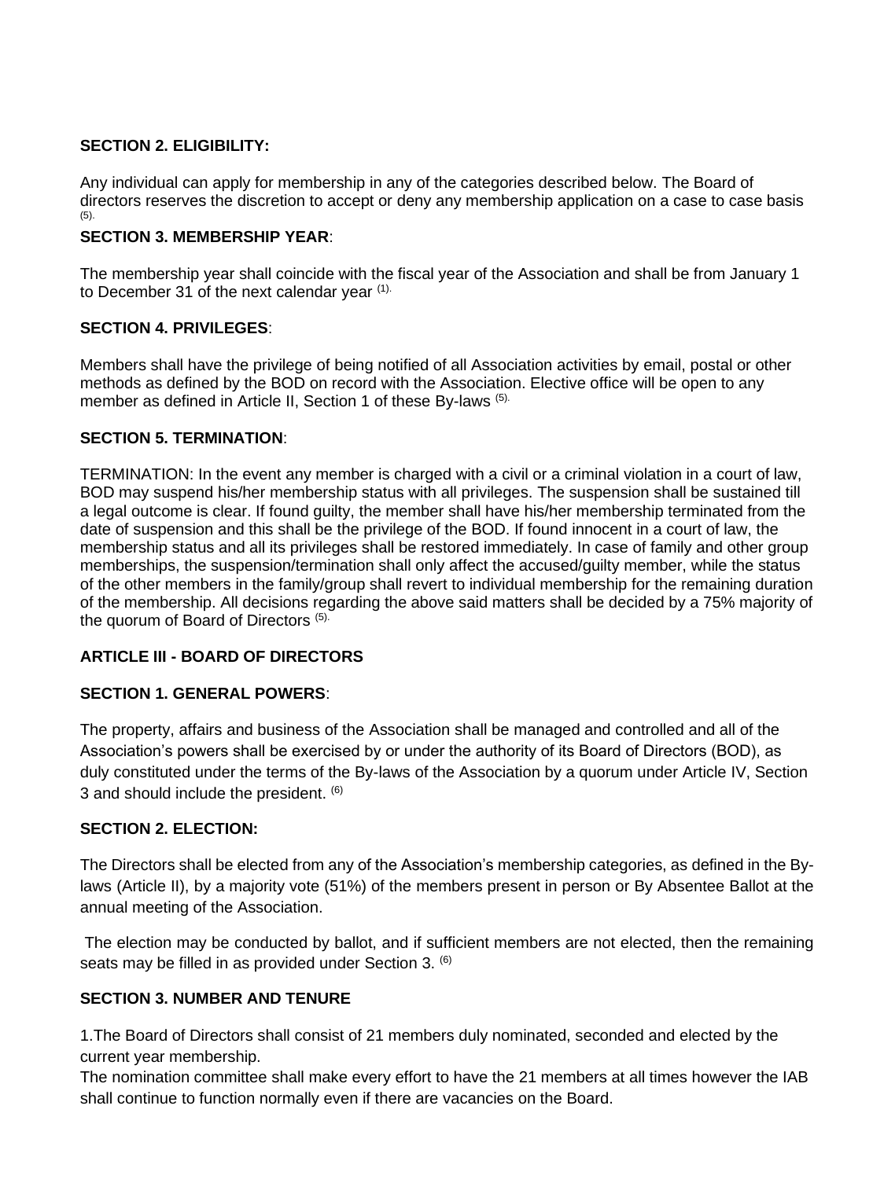**SECTION 2. ELIGIBILITY:**

Any individual can apply for membership in any of the categories described below. The Board of directors reserves the discretion to accept or deny any membership application on a case to case basis [(5).]

**SECTION 3. MEMBERSHIP YEAR**:

The membership year shall coincide with the fiscal year of the Association and shall be from January 1 to December 31 of the next calendar year [(1).]

**SECTION 4. PRIVILEGES**:

Members shall have the privilege of being notified of all Association activities by email, postal or other methods as defined by the BOD on record with the Association. Elective office will be open to any member as defined in Article II, Section 1 of these By-laws [(5).]

**SECTION 5. TERMINATION**:

TERMINATION: In the event any member is charged with a civil or a criminal violation in a court of law, BOD may suspend his/her membership status with all privileges. The suspension shall be sustained till a legal outcome is clear. If found guilty, the member shall have his/her membership terminated from the date of suspension and this shall be the privilege of the BOD. If found innocent in a court of law, the membership status and all its privileges shall be restored immediately. In case of family and other group memberships, the suspension/termination shall only affect the accused/guilty member, while the status of the other members in the family/group shall revert to individual membership for the remaining duration of the membership. All decisions regarding the above said matters shall be decided by a 75% majority of the quorum of Board of Directors [(5).]

**ARTICLE III - BOARD OF DIRECTORS**

**SECTION 1. GENERAL POWERS**:

The property, affairs and business of the Association shall be managed and controlled and all of the Association's powers shall be exercised by or under the authority of its Board of Directors (BOD), as duly constituted under the terms of the By-laws of the Association by a quorum under Article IV, Section 3 and should include the president. [(6)]

**SECTION 2. ELECTION:**

The Directors shall be elected from any of the Association's membership categories, as defined in the By-laws (Article II), by a majority vote (51%) of the members present in person or By Absentee Ballot at the annual meeting of the Association.

The election may be conducted by ballot, and if sufficient members are not elected, then the remaining seats may be filled in as provided under Section 3. [(6)]

**SECTION 3. NUMBER AND TENURE**

1.The Board of Directors shall consist of 21 members duly nominated, seconded and elected by the current year membership.
The nomination committee shall make every effort to have the 21 members at all times however the IAB shall continue to function normally even if there are vacancies on the Board.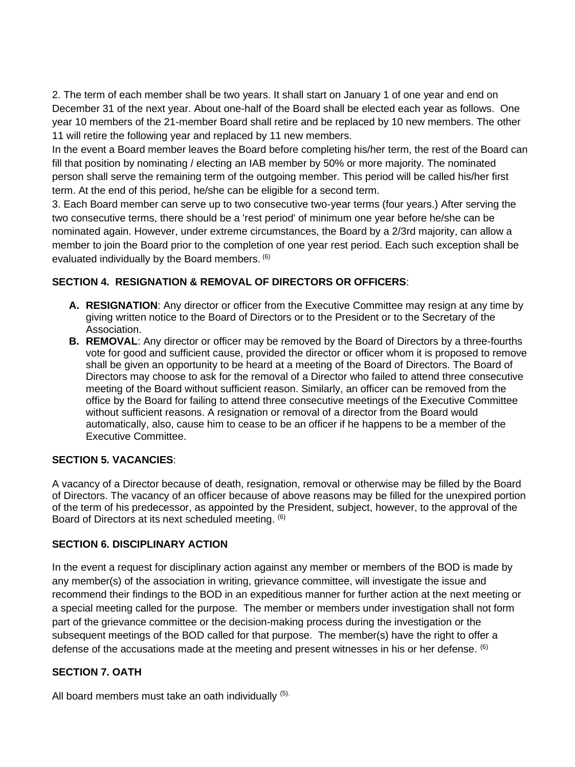2. The term of each member shall be two years. It shall start on January 1 of one year and end on December 31 of the next year. About one-half of the Board shall be elected each year as follows. One year 10 members of the 21-member Board shall retire and be replaced by 10 new members. The other 11 will retire the following year and replaced by 11 new members.

In the event a Board member leaves the Board before completing his/her term, the rest of the Board can fill that position by nominating / electing an IAB member by 50% or more majority. The nominated person shall serve the remaining term of the outgoing member. This period will be called his/her first term. At the end of this period, he/she can be eligible for a second term.

3. Each Board member can serve up to two consecutive two-year terms (four years.) After serving the two consecutive terms, there should be a 'rest period' of minimum one year before he/she can be nominated again. However, under extreme circumstances, the Board by a 2/3rd majority, can allow a member to join the Board prior to the completion of one year rest period. Each such exception shall be evaluated individually by the Board members. [6]

**SECTION 4. RESIGNATION & REMOVAL OF DIRECTORS OR OFFICERS**:

A. **RESIGNATION**: Any director or officer from the Executive Committee may resign at any time by giving written notice to the Board of Directors or to the President or to the Secretary of the Association.
B. **REMOVAL**: Any director or officer may be removed by the Board of Directors by a three-fourths vote for good and sufficient cause, provided the director or officer whom it is proposed to remove shall be given an opportunity to be heard at a meeting of the Board of Directors. The Board of Directors may choose to ask for the removal of a Director who failed to attend three consecutive meeting of the Board without sufficient reason. Similarly, an officer can be removed from the office by the Board for failing to attend three consecutive meetings of the Executive Committee without sufficient reasons. A resignation or removal of a director from the Board would automatically, also, cause him to cease to be an officer if he happens to be a member of the Executive Committee.

**SECTION 5. VACANCIES**:

A vacancy of a Director because of death, resignation, removal or otherwise may be filled by the Board of Directors. The vacancy of an officer because of above reasons may be filled for the unexpired portion of the term of his predecessor, as appointed by the President, subject, however, to the approval of the Board of Directors at its next scheduled meeting. [6]

**SECTION 6. DISCIPLINARY ACTION**

In the event a request for disciplinary action against any member or members of the BOD is made by any member(s) of the association in writing, grievance committee, will investigate the issue and recommend their findings to the BOD in an expeditious manner for further action at the next meeting or a special meeting called for the purpose. The member or members under investigation shall not form part of the grievance committee or the decision-making process during the investigation or the subsequent meetings of the BOD called for that purpose. The member(s) have the right to offer a defense of the accusations made at the meeting and present witnesses in his or her defense. [6]

**SECTION 7. OATH**

All board members must take an oath individually [5].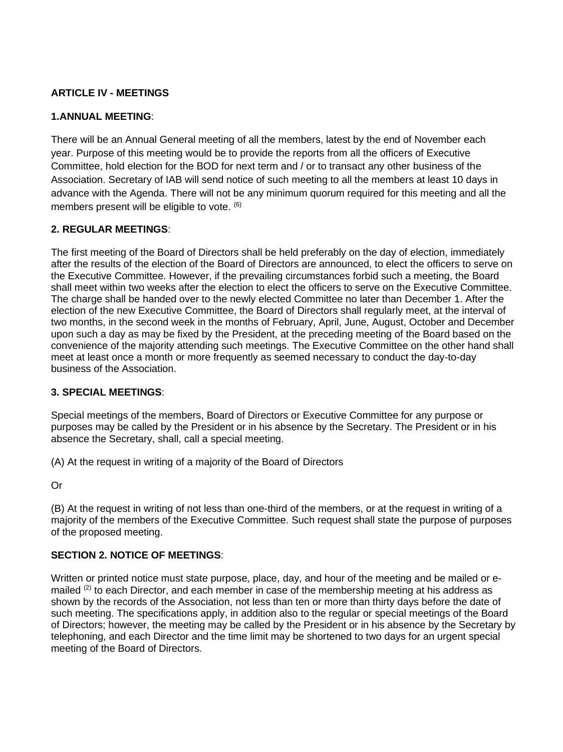## ARTICLE IV - MEETINGS

### 1.ANNUAL MEETING:

There will be an Annual General meeting of all the members, latest by the end of November each year. Purpose of this meeting would be to provide the reports from all the officers of Executive Committee, hold election for the BOD for next term and / or to transact any other business of the Association. Secretary of IAB will send notice of such meeting to all the members at least 10 days in advance with the Agenda. There will not be any minimum quorum required for this meeting and all the members present will be eligible to vote. (6)

### 2. REGULAR MEETINGS:

The first meeting of the Board of Directors shall be held preferably on the day of election, immediately after the results of the election of the Board of Directors are announced, to elect the officers to serve on the Executive Committee. However, if the prevailing circumstances forbid such a meeting, the Board shall meet within two weeks after the election to elect the officers to serve on the Executive Committee. The charge shall be handed over to the newly elected Committee no later than December 1. After the election of the new Executive Committee, the Board of Directors shall regularly meet, at the interval of two months, in the second week in the months of February, April, June, August, October and December upon such a day as may be fixed by the President, at the preceding meeting of the Board based on the convenience of the majority attending such meetings. The Executive Committee on the other hand shall meet at least once a month or more frequently as seemed necessary to conduct the day-to-day business of the Association.

### 3. SPECIAL MEETINGS:

Special meetings of the members, Board of Directors or Executive Committee for any purpose or purposes may be called by the President or in his absence by the Secretary. The President or in his absence the Secretary, shall, call a special meeting.

(A) At the request in writing of a majority of the Board of Directors

Or

(B) At the request in writing of not less than one-third of the members, or at the request in writing of a majority of the members of the Executive Committee. Such request shall state the purpose of purposes of the proposed meeting.

### SECTION 2. NOTICE OF MEETINGS:

Written or printed notice must state purpose, place, day, and hour of the meeting and be mailed or e-mailed (2) to each Director, and each member in case of the membership meeting at his address as shown by the records of the Association, not less than ten or more than thirty days before the date of such meeting. The specifications apply, in addition also to the regular or special meetings of the Board of Directors; however, the meeting may be called by the President or in his absence by the Secretary by telephoning, and each Director and the time limit may be shortened to two days for an urgent special meeting of the Board of Directors.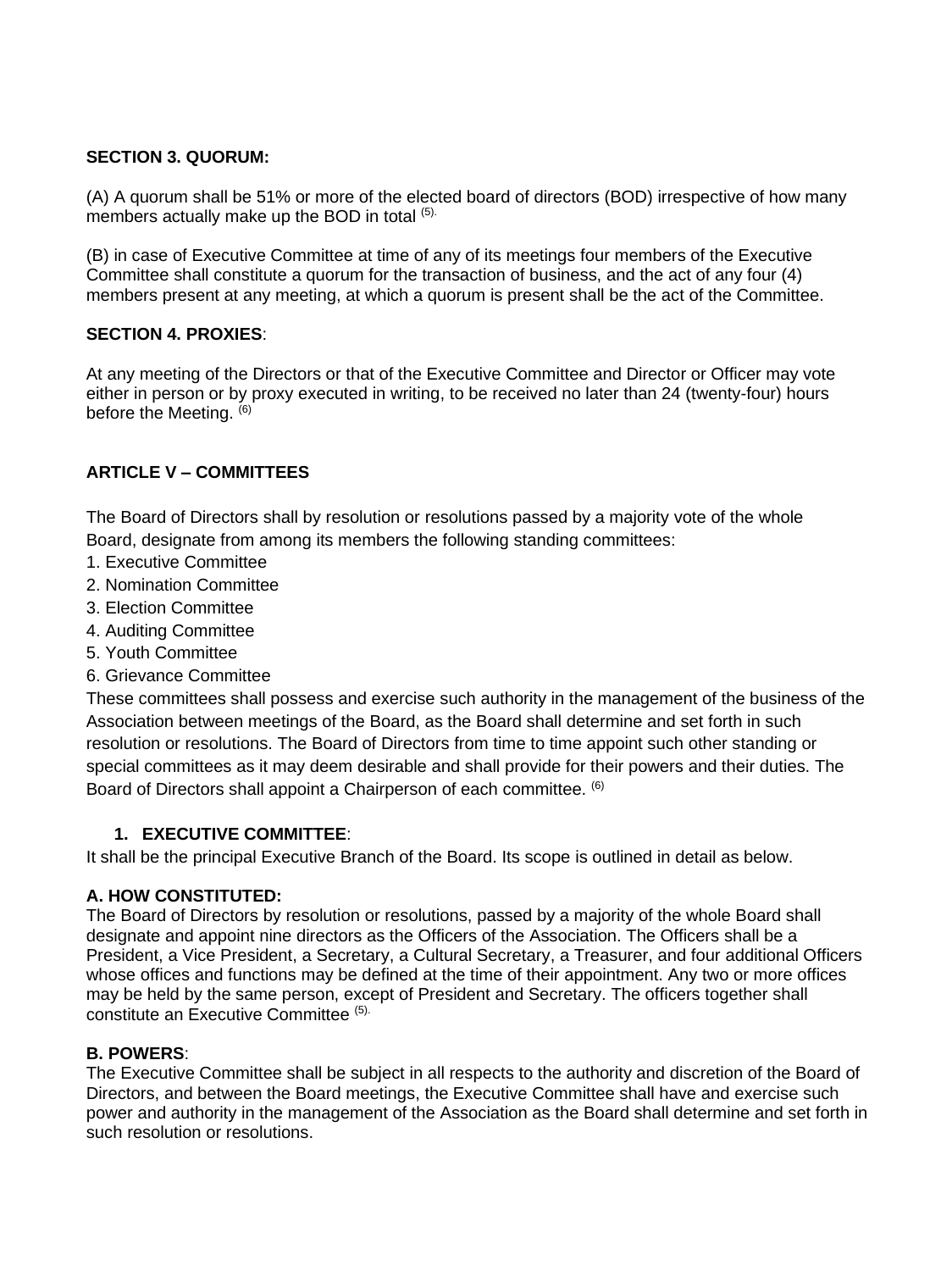**SECTION 3. QUORUM:**

(A) A quorum shall be 51% or more of the elected board of directors (BOD) irrespective of how many members actually make up the BOD in total [(5).]

(B) in case of Executive Committee at time of any of its meetings four members of the Executive Committee shall constitute a quorum for the transaction of business, and the act of any four (4) members present at any meeting, at which a quorum is present shall be the act of the Committee.

**SECTION 4. PROXIES**:

At any meeting of the Directors or that of the Executive Committee and Director or Officer may vote either in person or by proxy executed in writing, to be received no later than 24 (twenty-four) hours before the Meeting. [(6)]

**ARTICLE V – COMMITTEES**

The Board of Directors shall by resolution or resolutions passed by a majority vote of the whole Board, designate from among its members the following standing committees:

1. Executive Committee
2. Nomination Committee
3. Election Committee
4. Auditing Committee
5. Youth Committee
6. Grievance Committee

These committees shall possess and exercise such authority in the management of the business of the Association between meetings of the Board, as the Board shall determine and set forth in such resolution or resolutions. The Board of Directors from time to time appoint such other standing or special committees as it may deem desirable and shall provide for their powers and their duties. The Board of Directors shall appoint a Chairperson of each committee. [(6)]

1. **EXECUTIVE COMMITTEE**:

It shall be the principal Executive Branch of the Board. Its scope is outlined in detail as below.

**A. HOW CONSTITUTED:**
The Board of Directors by resolution or resolutions, passed by a majority of the whole Board shall designate and appoint nine directors as the Officers of the Association. The Officers shall be a President, a Vice President, a Secretary, a Cultural Secretary, a Treasurer, and four additional Officers whose offices and functions may be defined at the time of their appointment. Any two or more offices may be held by the same person, except of President and Secretary. The officers together shall constitute an Executive Committee [(5).]

**B. POWERS**:
The Executive Committee shall be subject in all respects to the authority and discretion of the Board of Directors, and between the Board meetings, the Executive Committee shall have and exercise such power and authority in the management of the Association as the Board shall determine and set forth in such resolution or resolutions.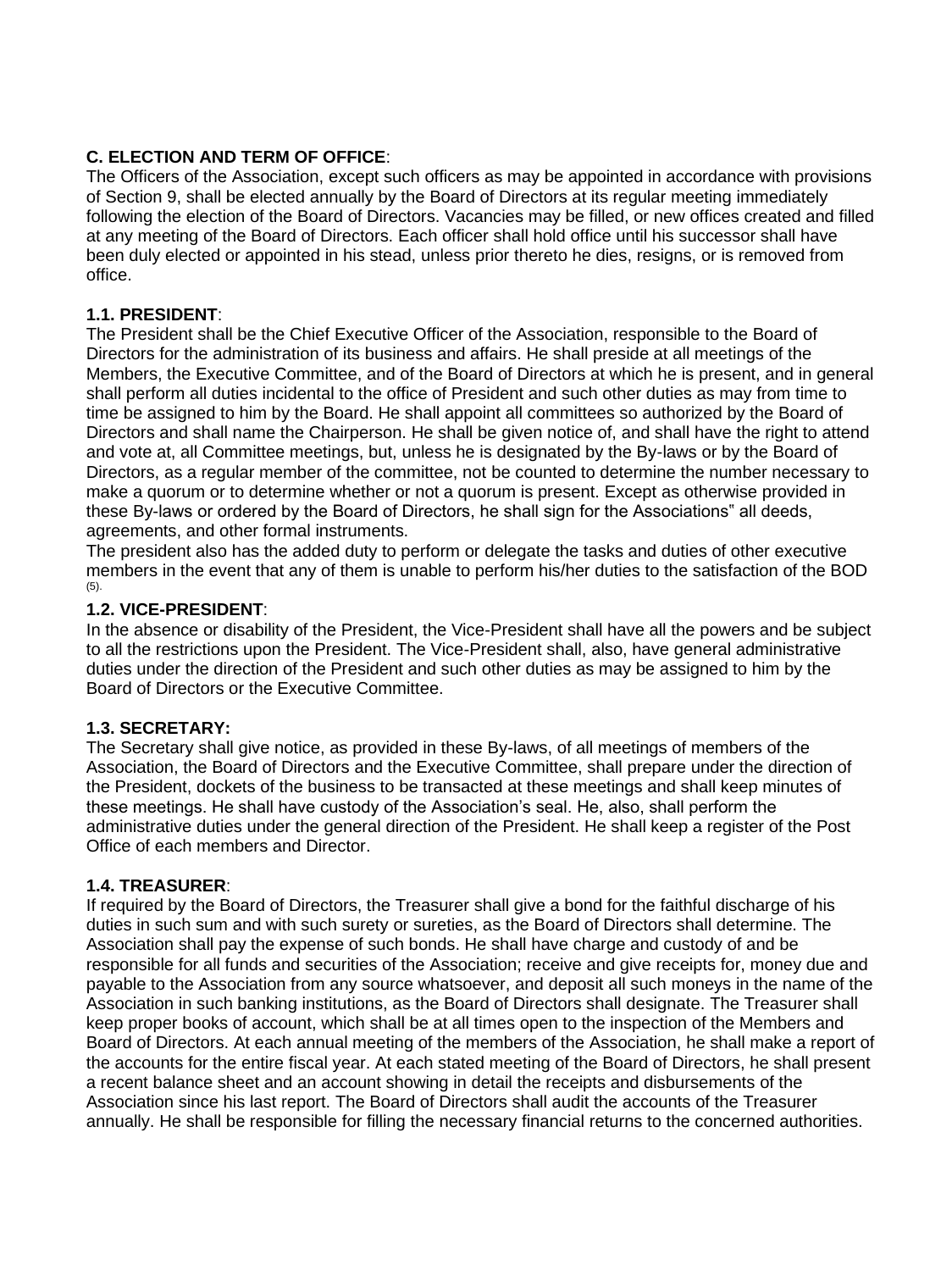**C. ELECTION AND TERM OF OFFICE**:

The Officers of the Association, except such officers as may be appointed in accordance with provisions of Section 9, shall be elected annually by the Board of Directors at its regular meeting immediately following the election of the Board of Directors. Vacancies may be filled, or new offices created and filled at any meeting of the Board of Directors. Each officer shall hold office until his successor shall have been duly elected or appointed in his stead, unless prior thereto he dies, resigns, or is removed from office.

**1.1. PRESIDENT**:

The President shall be the Chief Executive Officer of the Association, responsible to the Board of Directors for the administration of its business and affairs. He shall preside at all meetings of the Members, the Executive Committee, and of the Board of Directors at which he is present, and in general shall perform all duties incidental to the office of President and such other duties as may from time to time be assigned to him by the Board. He shall appoint all committees so authorized by the Board of Directors and shall name the Chairperson. He shall be given notice of, and shall have the right to attend and vote at, all Committee meetings, but, unless he is designated by the By-laws or by the Board of Directors, as a regular member of the committee, not be counted to determine the number necessary to make a quorum or to determine whether or not a quorum is present. Except as otherwise provided in these By-laws or ordered by the Board of Directors, he shall sign for the Associations" all deeds, agreements, and other formal instruments.

The president also has the added duty to perform or delegate the tasks and duties of other executive members in the event that any of them is unable to perform his/her duties to the satisfaction of the BOD (5).

**1.2. VICE-PRESIDENT**:

In the absence or disability of the President, the Vice-President shall have all the powers and be subject to all the restrictions upon the President. The Vice-President shall, also, have general administrative duties under the direction of the President and such other duties as may be assigned to him by the Board of Directors or the Executive Committee.

**1.3. SECRETARY:**

The Secretary shall give notice, as provided in these By-laws, of all meetings of members of the Association, the Board of Directors and the Executive Committee, shall prepare under the direction of the President, dockets of the business to be transacted at these meetings and shall keep minutes of these meetings. He shall have custody of the Association's seal. He, also, shall perform the administrative duties under the general direction of the President. He shall keep a register of the Post Office of each members and Director.

**1.4. TREASURER**:

If required by the Board of Directors, the Treasurer shall give a bond for the faithful discharge of his duties in such sum and with such surety or sureties, as the Board of Directors shall determine. The Association shall pay the expense of such bonds. He shall have charge and custody of and be responsible for all funds and securities of the Association; receive and give receipts for, money due and payable to the Association from any source whatsoever, and deposit all such moneys in the name of the Association in such banking institutions, as the Board of Directors shall designate. The Treasurer shall keep proper books of account, which shall be at all times open to the inspection of the Members and Board of Directors. At each annual meeting of the members of the Association, he shall make a report of the accounts for the entire fiscal year. At each stated meeting of the Board of Directors, he shall present a recent balance sheet and an account showing in detail the receipts and disbursements of the Association since his last report. The Board of Directors shall audit the accounts of the Treasurer annually. He shall be responsible for filling the necessary financial returns to the concerned authorities.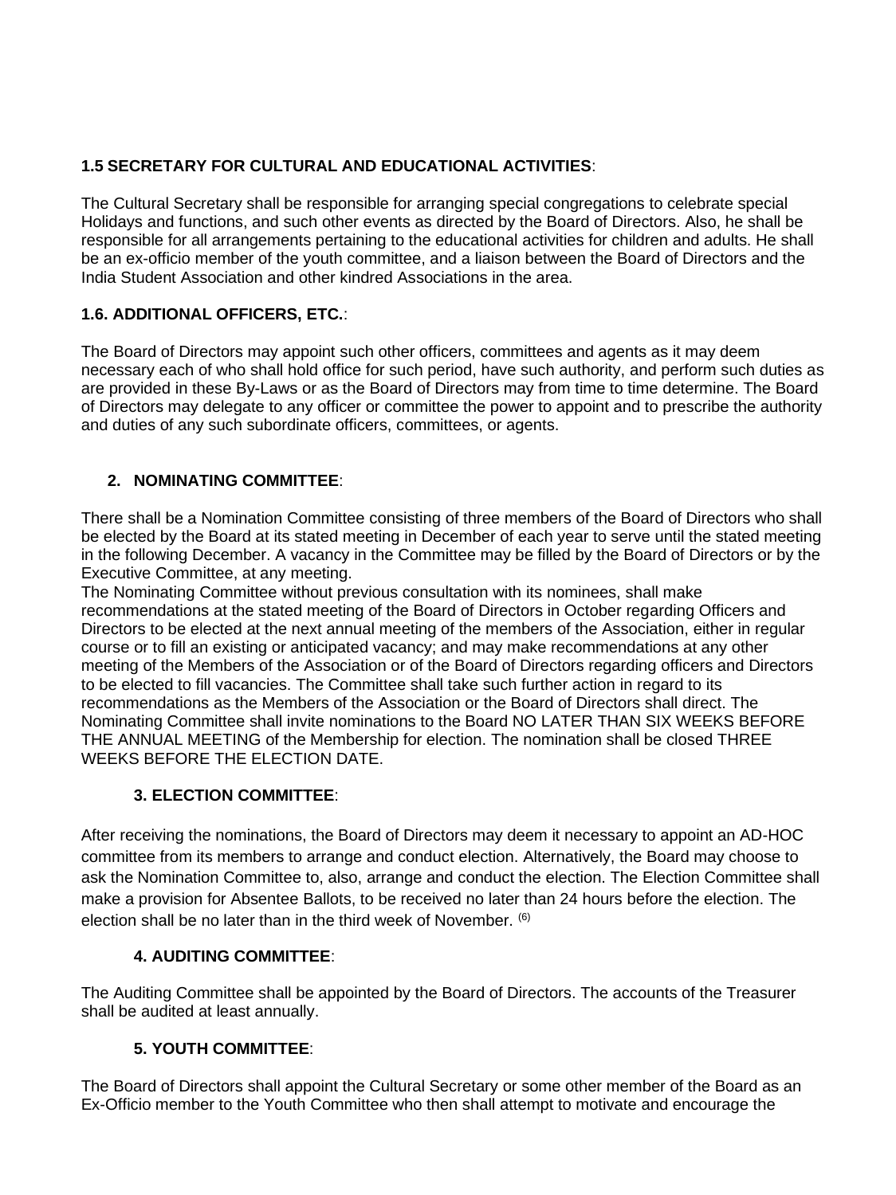### 1.5 SECRETARY FOR CULTURAL AND EDUCATIONAL ACTIVITIES:

The Cultural Secretary shall be responsible for arranging special congregations to celebrate special Holidays and functions, and such other events as directed by the Board of Directors. Also, he shall be responsible for all arrangements pertaining to the educational activities for children and adults. He shall be an ex-officio member of the youth committee, and a liaison between the Board of Directors and the India Student Association and other kindred Associations in the area.

### 1.6. ADDITIONAL OFFICERS, ETC.:

The Board of Directors may appoint such other officers, committees and agents as it may deem necessary each of who shall hold office for such period, have such authority, and perform such duties as are provided in these By-Laws or as the Board of Directors may from time to time determine. The Board of Directors may delegate to any officer or committee the power to appoint and to prescribe the authority and duties of any such subordinate officers, committees, or agents.

## 2. NOMINATING COMMITTEE:

There shall be a Nomination Committee consisting of three members of the Board of Directors who shall be elected by the Board at its stated meeting in December of each year to serve until the stated meeting in the following December. A vacancy in the Committee may be filled by the Board of Directors or by the Executive Committee, at any meeting.

The Nominating Committee without previous consultation with its nominees, shall make recommendations at the stated meeting of the Board of Directors in October regarding Officers and Directors to be elected at the next annual meeting of the members of the Association, either in regular course or to fill an existing or anticipated vacancy; and may make recommendations at any other meeting of the Members of the Association or of the Board of Directors regarding officers and Directors to be elected to fill vacancies. The Committee shall take such further action in regard to its recommendations as the Members of the Association or the Board of Directors shall direct. The Nominating Committee shall invite nominations to the Board NO LATER THAN SIX WEEKS BEFORE THE ANNUAL MEETING of the Membership for election. The nomination shall be closed THREE WEEKS BEFORE THE ELECTION DATE.

## 3. ELECTION COMMITTEE:

After receiving the nominations, the Board of Directors may deem it necessary to appoint an AD-HOC committee from its members to arrange and conduct election. Alternatively, the Board may choose to ask the Nomination Committee to, also, arrange and conduct the election. The Election Committee shall make a provision for Absentee Ballots, to be received no later than 24 hours before the election. The election shall be no later than in the third week of November. [6]

## 4. AUDITING COMMITTEE:

The Auditing Committee shall be appointed by the Board of Directors. The accounts of the Treasurer shall be audited at least annually.

## 5. YOUTH COMMITTEE:

The Board of Directors shall appoint the Cultural Secretary or some other member of the Board as an Ex-Officio member to the Youth Committee who then shall attempt to motivate and encourage the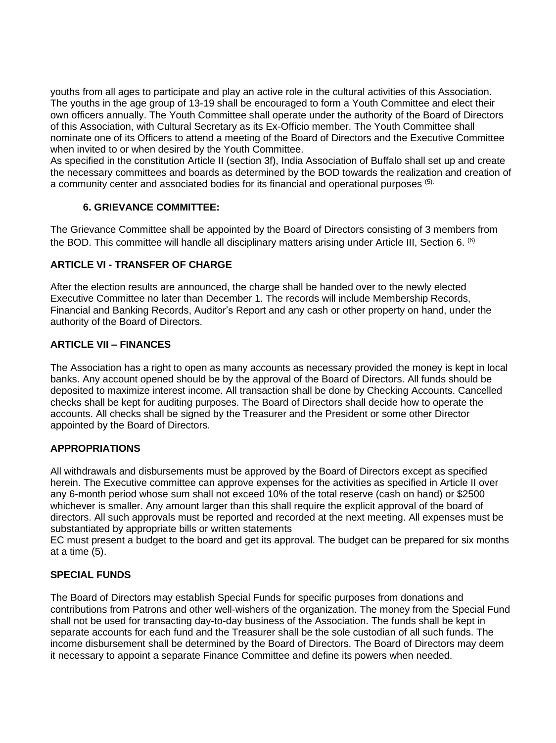youths from all ages to participate and play an active role in the cultural activities of this Association. The youths in the age group of 13-19 shall be encouraged to form a Youth Committee and elect their own officers annually. The Youth Committee shall operate under the authority of the Board of Directors of this Association, with Cultural Secretary as its Ex-Officio member. The Youth Committee shall nominate one of its Officers to attend a meeting of the Board of Directors and the Executive Committee when invited to or when desired by the Youth Committee.

As specified in the constitution Article II (section 3f), India Association of Buffalo shall set up and create the necessary committees and boards as determined by the BOD towards the realization and creation of a community center and associated bodies for its financial and operational purposes [(5).]

#### 6. GRIEVANCE COMMITTEE:

The Grievance Committee shall be appointed by the Board of Directors consisting of 3 members from the BOD. This committee will handle all disciplinary matters arising under Article III, Section 6. [(6)]

## ARTICLE VI - TRANSFER OF CHARGE

After the election results are announced, the charge shall be handed over to the newly elected Executive Committee no later than December 1. The records will include Membership Records, Financial and Banking Records, Auditor's Report and any cash or other property on hand, under the authority of the Board of Directors.

## ARTICLE VII – FINANCES

The Association has a right to open as many accounts as necessary provided the money is kept in local banks. Any account opened should be by the approval of the Board of Directors. All funds should be deposited to maximize interest income. All transaction shall be done by Checking Accounts. Cancelled checks shall be kept for auditing purposes. The Board of Directors shall decide how to operate the accounts. All checks shall be signed by the Treasurer and the President or some other Director appointed by the Board of Directors.

### APPROPRIATIONS

All withdrawals and disbursements must be approved by the Board of Directors except as specified herein. The Executive committee can approve expenses for the activities as specified in Article II over any 6-month period whose sum shall not exceed 10% of the total reserve (cash on hand) or $2500 whichever is smaller. Any amount larger than this shall require the explicit approval of the board of directors. All such approvals must be reported and recorded at the next meeting. All expenses must be substantiated by appropriate bills or written statements

EC must present a budget to the board and get its approval. The budget can be prepared for six months at a time (5).

### SPECIAL FUNDS

The Board of Directors may establish Special Funds for specific purposes from donations and contributions from Patrons and other well-wishers of the organization. The money from the Special Fund shall not be used for transacting day-to-day business of the Association. The funds shall be kept in separate accounts for each fund and the Treasurer shall be the sole custodian of all such funds. The income disbursement shall be determined by the Board of Directors. The Board of Directors may deem it necessary to appoint a separate Finance Committee and define its powers when needed.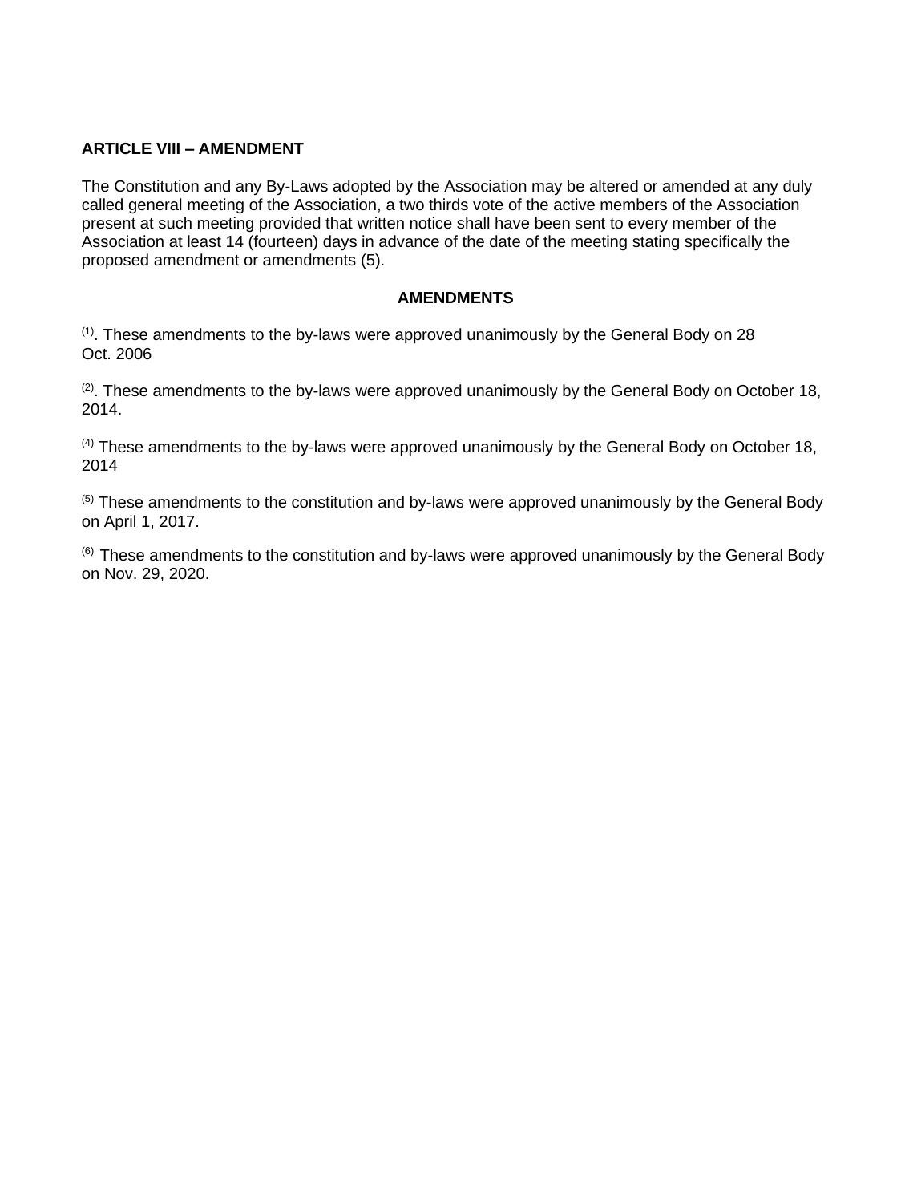### ARTICLE VIII – AMENDMENT

The Constitution and any By-Laws adopted by the Association may be altered or amended at any duly called general meeting of the Association, a two thirds vote of the active members of the Association present at such meeting provided that written notice shall have been sent to every member of the Association at least 14 (fourteen) days in advance of the date of the meeting stating specifically the proposed amendment or amendments (5).

**AMENDMENTS**

[(1)]. These amendments to the by-laws were approved unanimously by the General Body on 28 Oct. 2006

[(2)]. These amendments to the by-laws were approved unanimously by the General Body on October 18, 2014.

[(4)] These amendments to the by-laws were approved unanimously by the General Body on October 18, 2014

[(5)] These amendments to the constitution and by-laws were approved unanimously by the General Body on April 1, 2017.

[(6)] These amendments to the constitution and by-laws were approved unanimously by the General Body on Nov. 29, 2020.